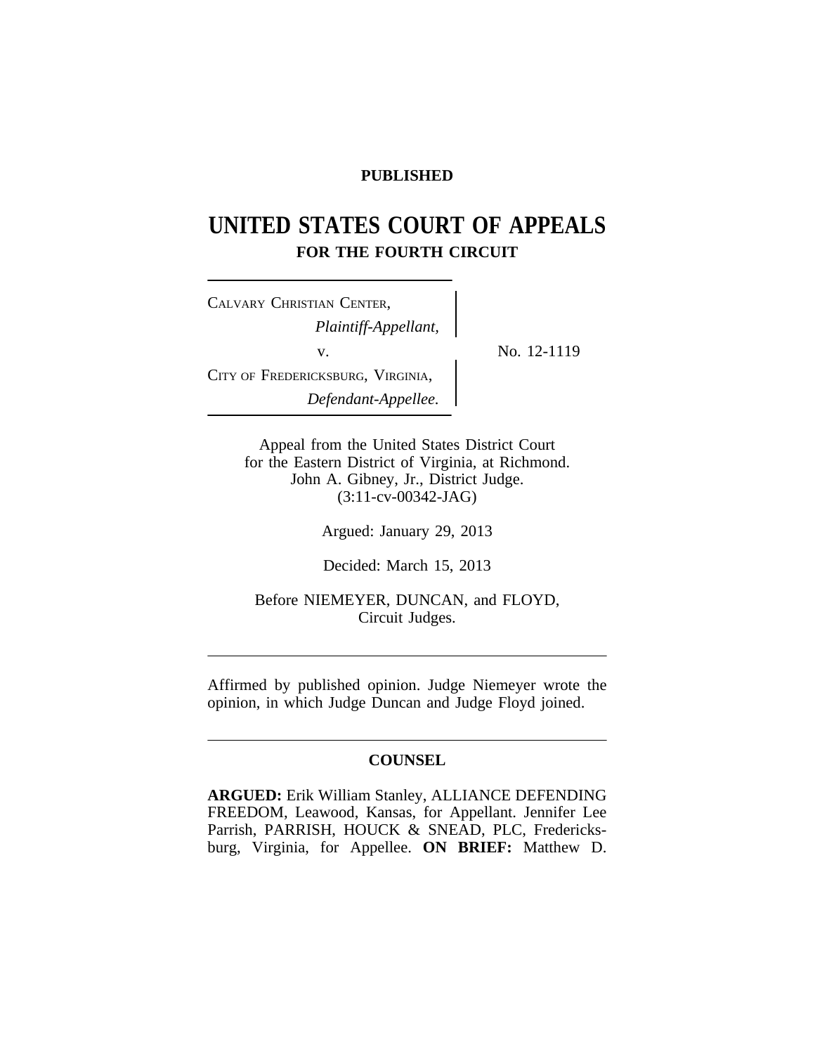**PUBLISHED**

# UNITED STATES COURT OF APPEALS
## FOR THE FOURTH CIRCUIT

CALVARY CHRISTIAN CENTER,
*Plaintiff-Appellant,*

v.

CITY OF FREDERICKSBURG, VIRGINIA,
*Defendant-Appellee.*

No. 12-1119

Appeal from the United States District Court
for the Eastern District of Virginia, at Richmond.
John A. Gibney, Jr., District Judge.
(3:11-cv-00342-JAG)

Argued: January 29, 2013

Decided: March 15, 2013

Before NIEMEYER, DUNCAN, and FLOYD,
Circuit Judges.

---

Affirmed by published opinion. Judge Niemeyer wrote the opinion, in which Judge Duncan and Judge Floyd joined.

---

**COUNSEL**

**ARGUED:** Erik William Stanley, ALLIANCE DEFENDING FREEDOM, Leawood, Kansas, for Appellant. Jennifer Lee Parrish, PARRISH, HOUCK & SNEAD, PLC, Fredericksburg, Virginia, for Appellee. **ON BRIEF:** Matthew D.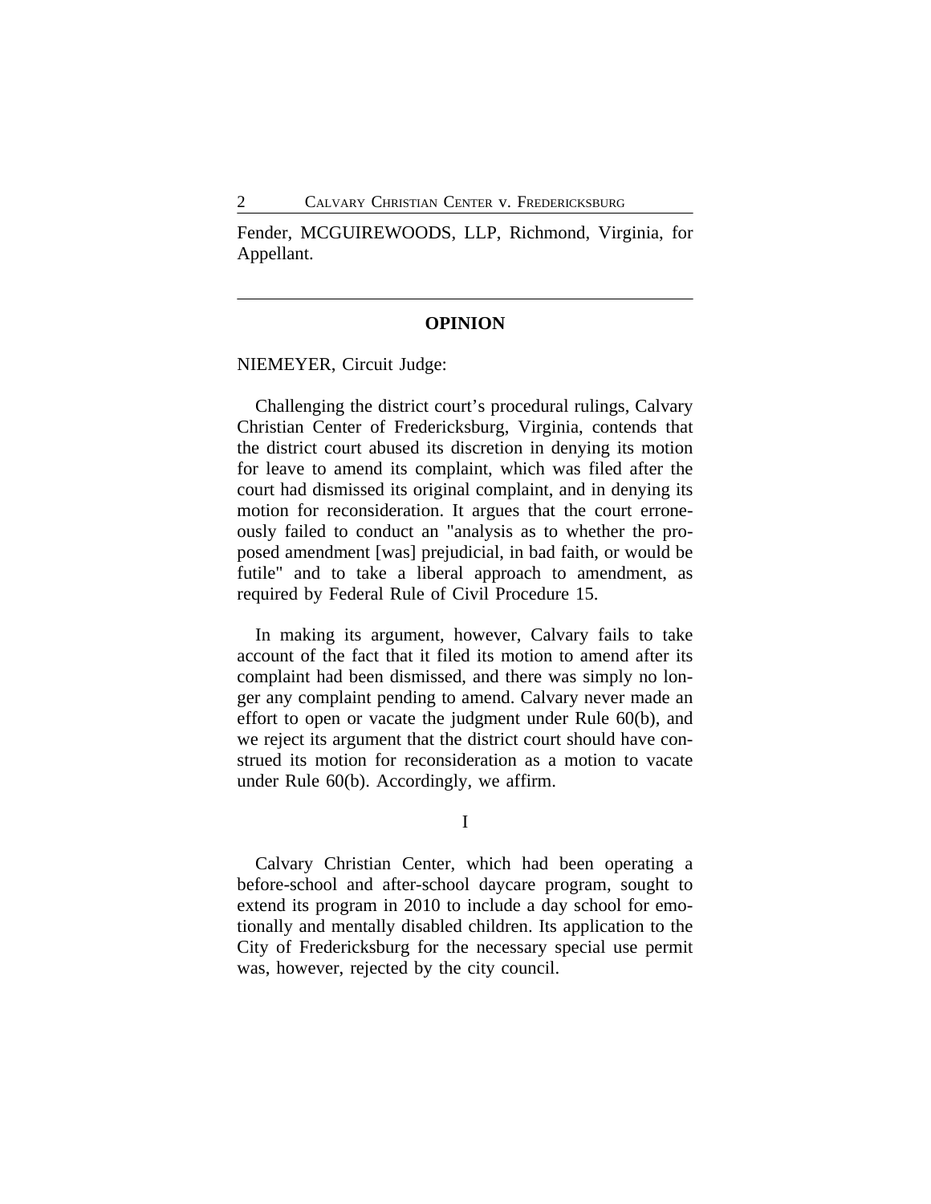Fender, MCGUIREWOODS, LLP, Richmond, Virginia, for Appellant.

---

## OPINION

NIEMEYER, Circuit Judge:

Challenging the district court's procedural rulings, Calvary Christian Center of Fredericksburg, Virginia, contends that the district court abused its discretion in denying its motion for leave to amend its complaint, which was filed after the court had dismissed its original complaint, and in denying its motion for reconsideration. It argues that the court erroneously failed to conduct an "analysis as to whether the proposed amendment [was] prejudicial, in bad faith, or would be futile" and to take a liberal approach to amendment, as required by Federal Rule of Civil Procedure 15.

In making its argument, however, Calvary fails to take account of the fact that it filed its motion to amend after its complaint had been dismissed, and there was simply no longer any complaint pending to amend. Calvary never made an effort to open or vacate the judgment under Rule 60(b), and we reject its argument that the district court should have construed its motion for reconsideration as a motion to vacate under Rule 60(b). Accordingly, we affirm.

I

Calvary Christian Center, which had been operating a before-school and after-school daycare program, sought to extend its program in 2010 to include a day school for emotionally and mentally disabled children. Its application to the City of Fredericksburg for the necessary special use permit was, however, rejected by the city council.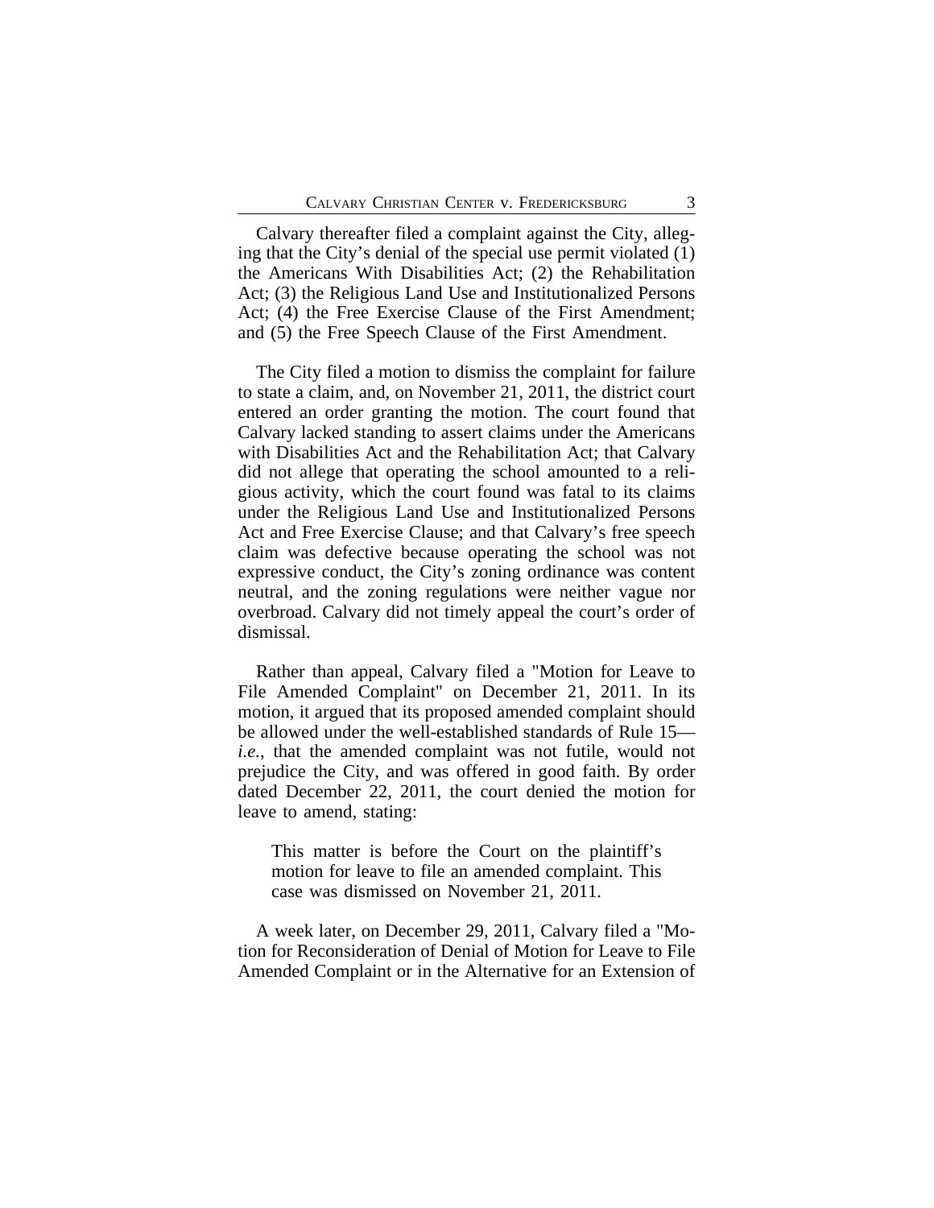Calvary thereafter filed a complaint against the City, alleging that the City's denial of the special use permit violated (1) the Americans With Disabilities Act; (2) the Rehabilitation Act; (3) the Religious Land Use and Institutionalized Persons Act; (4) the Free Exercise Clause of the First Amendment; and (5) the Free Speech Clause of the First Amendment.

The City filed a motion to dismiss the complaint for failure to state a claim, and, on November 21, 2011, the district court entered an order granting the motion. The court found that Calvary lacked standing to assert claims under the Americans with Disabilities Act and the Rehabilitation Act; that Calvary did not allege that operating the school amounted to a religious activity, which the court found was fatal to its claims under the Religious Land Use and Institutionalized Persons Act and Free Exercise Clause; and that Calvary's free speech claim was defective because operating the school was not expressive conduct, the City's zoning ordinance was content neutral, and the zoning regulations were neither vague nor overbroad. Calvary did not timely appeal the court's order of dismissal.

Rather than appeal, Calvary filed a "Motion for Leave to File Amended Complaint" on December 21, 2011. In its motion, it argued that its proposed amended complaint should be allowed under the well-established standards of Rule 15—*i.e.*, that the amended complaint was not futile, would not prejudice the City, and was offered in good faith. By order dated December 22, 2011, the court denied the motion for leave to amend, stating:

> This matter is before the Court on the plaintiff's motion for leave to file an amended complaint. This case was dismissed on November 21, 2011.

A week later, on December 29, 2011, Calvary filed a "Motion for Reconsideration of Denial of Motion for Leave to File Amended Complaint or in the Alternative for an Extension of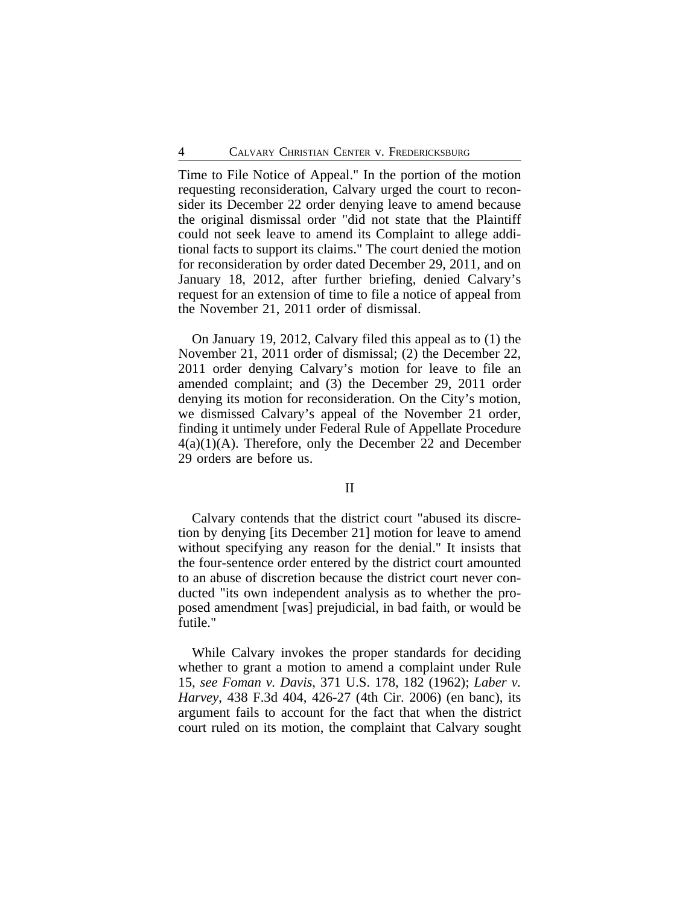Time to File Notice of Appeal." In the portion of the motion requesting reconsideration, Calvary urged the court to reconsider its December 22 order denying leave to amend because the original dismissal order "did not state that the Plaintiff could not seek leave to amend its Complaint to allege additional facts to support its claims." The court denied the motion for reconsideration by order dated December 29, 2011, and on January 18, 2012, after further briefing, denied Calvary's request for an extension of time to file a notice of appeal from the November 21, 2011 order of dismissal.

On January 19, 2012, Calvary filed this appeal as to (1) the November 21, 2011 order of dismissal; (2) the December 22, 2011 order denying Calvary's motion for leave to file an amended complaint; and (3) the December 29, 2011 order denying its motion for reconsideration. On the City's motion, we dismissed Calvary's appeal of the November 21 order, finding it untimely under Federal Rule of Appellate Procedure 4(a)(1)(A). Therefore, only the December 22 and December 29 orders are before us.

## II

Calvary contends that the district court "abused its discretion by denying [its December 21] motion for leave to amend without specifying any reason for the denial." It insists that the four-sentence order entered by the district court amounted to an abuse of discretion because the district court never conducted "its own independent analysis as to whether the proposed amendment [was] prejudicial, in bad faith, or would be futile."

While Calvary invokes the proper standards for deciding whether to grant a motion to amend a complaint under Rule 15, *see Foman v. Davis*, 371 U.S. 178, 182 (1962); *Laber v. Harvey*, 438 F.3d 404, 426-27 (4th Cir. 2006) (en banc), its argument fails to account for the fact that when the district court ruled on its motion, the complaint that Calvary sought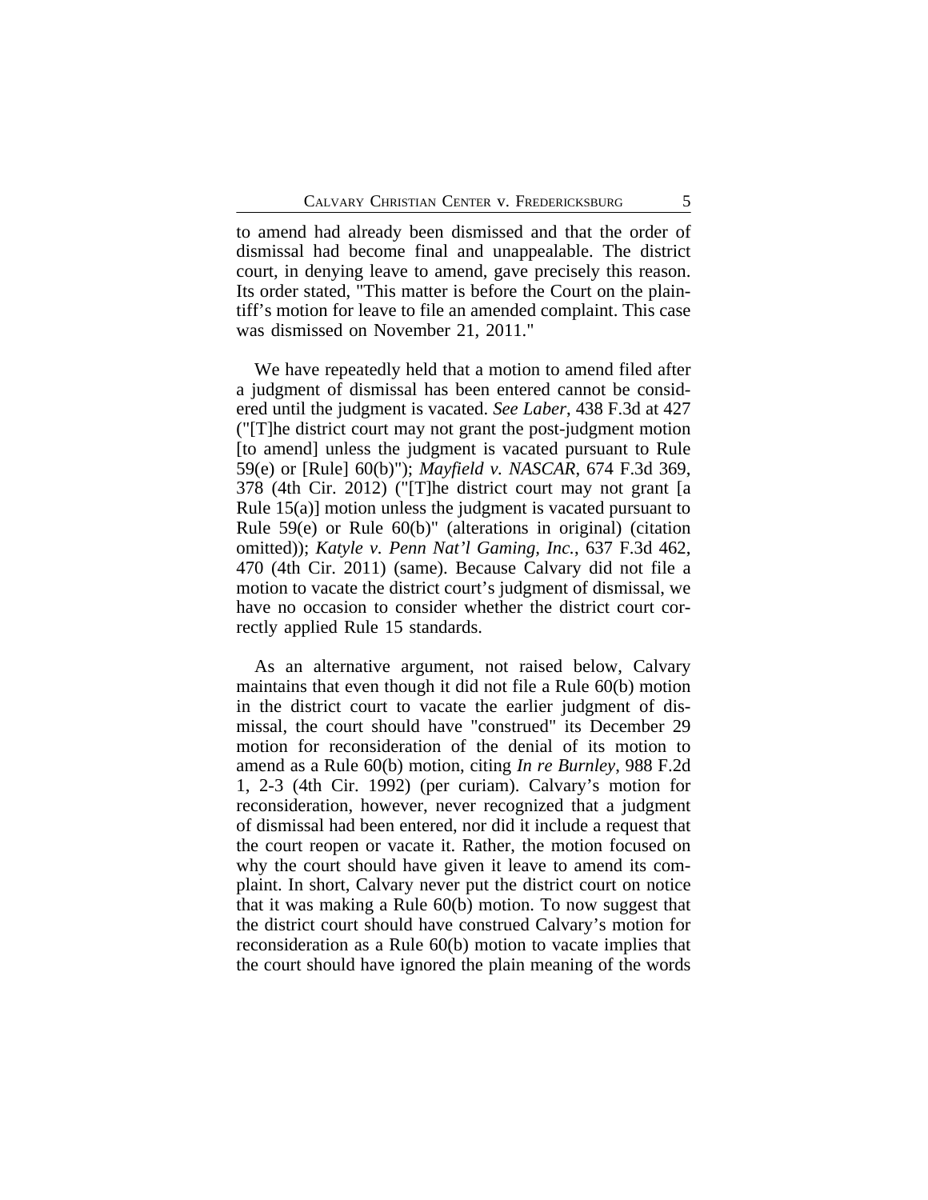to amend had already been dismissed and that the order of dismissal had become final and unappealable. The district court, in denying leave to amend, gave precisely this reason. Its order stated, "This matter is before the Court on the plaintiff's motion for leave to file an amended complaint. This case was dismissed on November 21, 2011."

We have repeatedly held that a motion to amend filed after a judgment of dismissal has been entered cannot be considered until the judgment is vacated. *See Laber*, 438 F.3d at 427 ("[T]he district court may not grant the post-judgment motion [to amend] unless the judgment is vacated pursuant to Rule 59(e) or [Rule] 60(b)"); *Mayfield v. NASCAR*, 674 F.3d 369, 378 (4th Cir. 2012) ("[T]he district court may not grant [a Rule 15(a)] motion unless the judgment is vacated pursuant to Rule 59(e) or Rule 60(b)" (alterations in original) (citation omitted)); *Katyle v. Penn Nat'l Gaming, Inc.*, 637 F.3d 462, 470 (4th Cir. 2011) (same). Because Calvary did not file a motion to vacate the district court's judgment of dismissal, we have no occasion to consider whether the district court correctly applied Rule 15 standards.

As an alternative argument, not raised below, Calvary maintains that even though it did not file a Rule 60(b) motion in the district court to vacate the earlier judgment of dismissal, the court should have "construed" its December 29 motion for reconsideration of the denial of its motion to amend as a Rule 60(b) motion, citing *In re Burnley*, 988 F.2d 1, 2-3 (4th Cir. 1992) (per curiam). Calvary's motion for reconsideration, however, never recognized that a judgment of dismissal had been entered, nor did it include a request that the court reopen or vacate it. Rather, the motion focused on why the court should have given it leave to amend its complaint. In short, Calvary never put the district court on notice that it was making a Rule 60(b) motion. To now suggest that the district court should have construed Calvary's motion for reconsideration as a Rule 60(b) motion to vacate implies that the court should have ignored the plain meaning of the words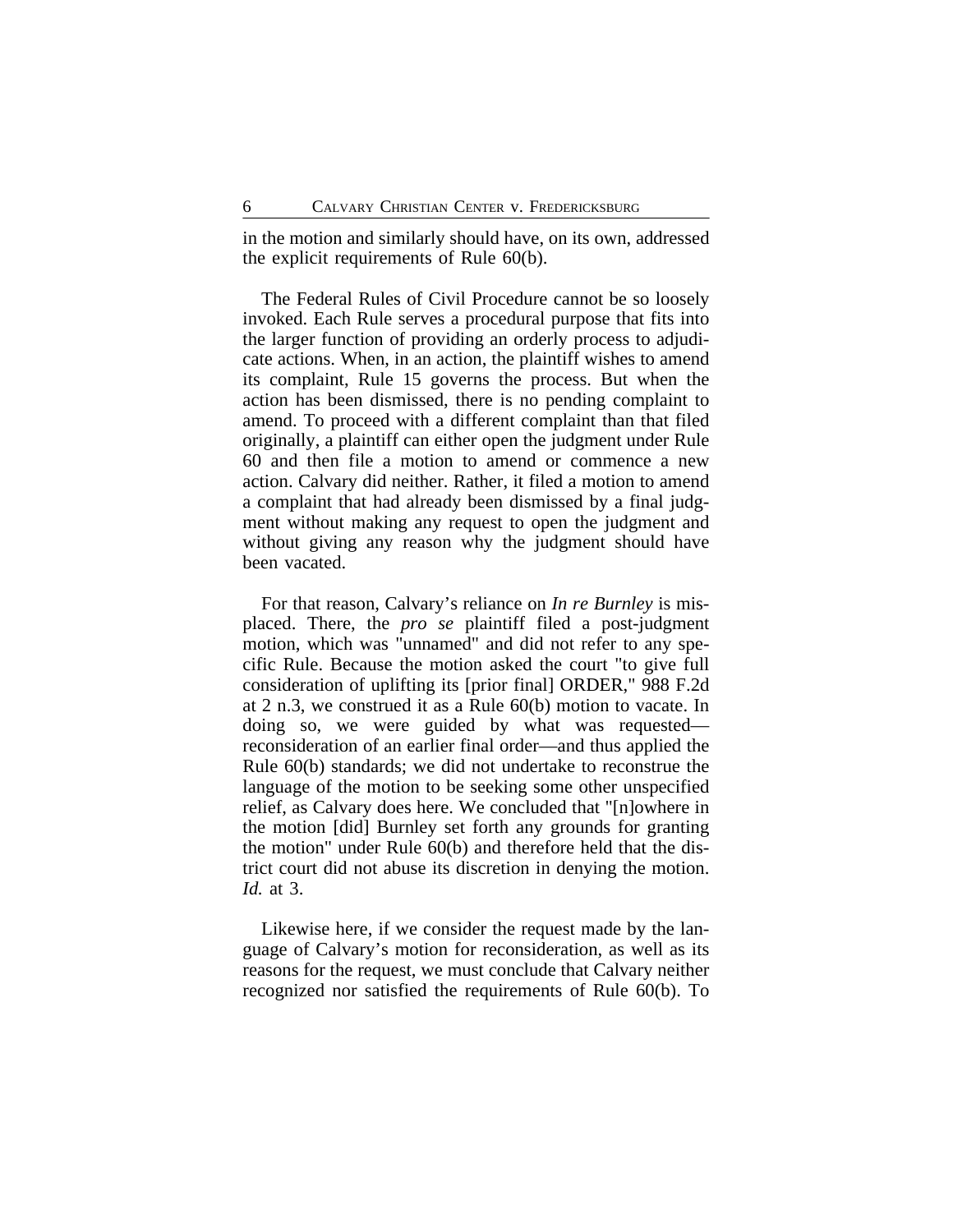in the motion and similarly should have, on its own, addressed the explicit requirements of Rule 60(b).

The Federal Rules of Civil Procedure cannot be so loosely invoked. Each Rule serves a procedural purpose that fits into the larger function of providing an orderly process to adjudicate actions. When, in an action, the plaintiff wishes to amend its complaint, Rule 15 governs the process. But when the action has been dismissed, there is no pending complaint to amend. To proceed with a different complaint than that filed originally, a plaintiff can either open the judgment under Rule 60 and then file a motion to amend or commence a new action. Calvary did neither. Rather, it filed a motion to amend a complaint that had already been dismissed by a final judgment without making any request to open the judgment and without giving any reason why the judgment should have been vacated.

For that reason, Calvary's reliance on *In re Burnley* is misplaced. There, the *pro se* plaintiff filed a post-judgment motion, which was "unnamed" and did not refer to any specific Rule. Because the motion asked the court "to give full consideration of uplifting its [prior final] ORDER," 988 F.2d at 2 n.3, we construed it as a Rule 60(b) motion to vacate. In doing so, we were guided by what was requested—reconsideration of an earlier final order—and thus applied the Rule 60(b) standards; we did not undertake to reconstrue the language of the motion to be seeking some other unspecified relief, as Calvary does here. We concluded that "[n]owhere in the motion [did] Burnley set forth any grounds for granting the motion" under Rule 60(b) and therefore held that the district court did not abuse its discretion in denying the motion. *Id.* at 3.

Likewise here, if we consider the request made by the language of Calvary's motion for reconsideration, as well as its reasons for the request, we must conclude that Calvary neither recognized nor satisfied the requirements of Rule 60(b). To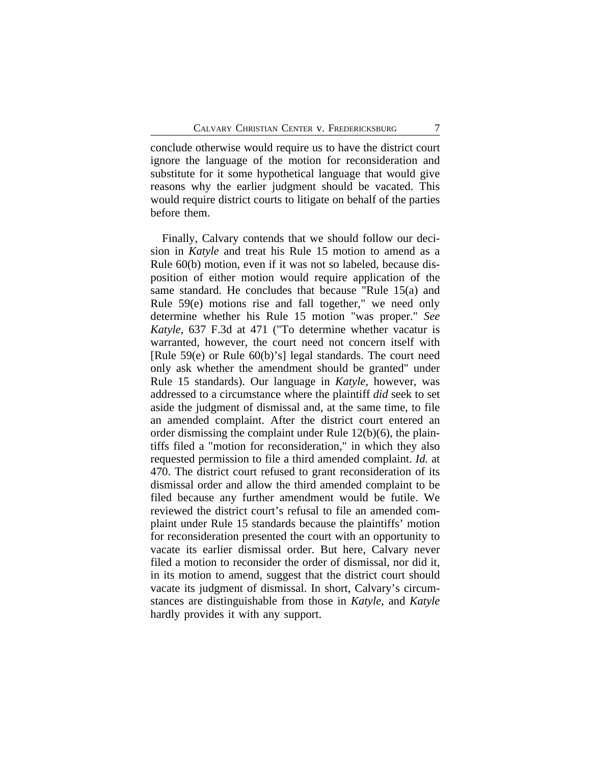conclude otherwise would require us to have the district court ignore the language of the motion for reconsideration and substitute for it some hypothetical language that would give reasons why the earlier judgment should be vacated. This would require district courts to litigate on behalf of the parties before them.

Finally, Calvary contends that we should follow our decision in *Katyle* and treat his Rule 15 motion to amend as a Rule 60(b) motion, even if it was not so labeled, because disposition of either motion would require application of the same standard. He concludes that because "Rule 15(a) and Rule 59(e) motions rise and fall together," we need only determine whether his Rule 15 motion "was proper." *See Katyle*, 637 F.3d at 471 ("To determine whether vacatur is warranted, however, the court need not concern itself with [Rule 59(e) or Rule 60(b)'s] legal standards. The court need only ask whether the amendment should be granted" under Rule 15 standards). Our language in *Katyle*, however, was addressed to a circumstance where the plaintiff *did* seek to set aside the judgment of dismissal and, at the same time, to file an amended complaint. After the district court entered an order dismissing the complaint under Rule 12(b)(6), the plaintiffs filed a "motion for reconsideration," in which they also requested permission to file a third amended complaint. *Id.* at 470. The district court refused to grant reconsideration of its dismissal order and allow the third amended complaint to be filed because any further amendment would be futile. We reviewed the district court's refusal to file an amended complaint under Rule 15 standards because the plaintiffs' motion for reconsideration presented the court with an opportunity to vacate its earlier dismissal order. But here, Calvary never filed a motion to reconsider the order of dismissal, nor did it, in its motion to amend, suggest that the district court should vacate its judgment of dismissal. In short, Calvary's circumstances are distinguishable from those in *Katyle*, and *Katyle* hardly provides it with any support.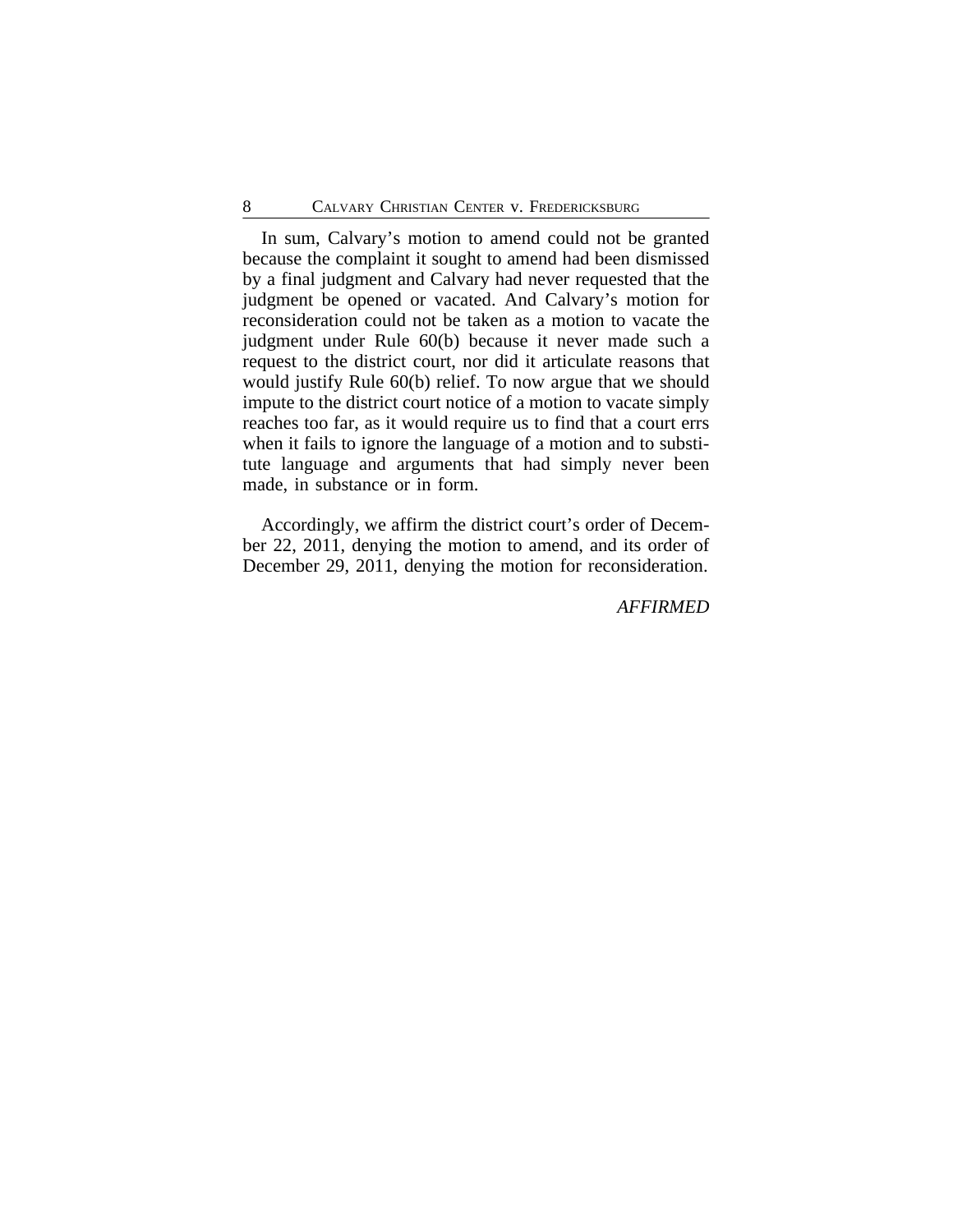In sum, Calvary's motion to amend could not be granted because the complaint it sought to amend had been dismissed by a final judgment and Calvary had never requested that the judgment be opened or vacated. And Calvary's motion for reconsideration could not be taken as a motion to vacate the judgment under Rule 60(b) because it never made such a request to the district court, nor did it articulate reasons that would justify Rule 60(b) relief. To now argue that we should impute to the district court notice of a motion to vacate simply reaches too far, as it would require us to find that a court errs when it fails to ignore the language of a motion and to substitute language and arguments that had simply never been made, in substance or in form.

Accordingly, we affirm the district court's order of December 22, 2011, denying the motion to amend, and its order of December 29, 2011, denying the motion for reconsideration.

*AFFIRMED*